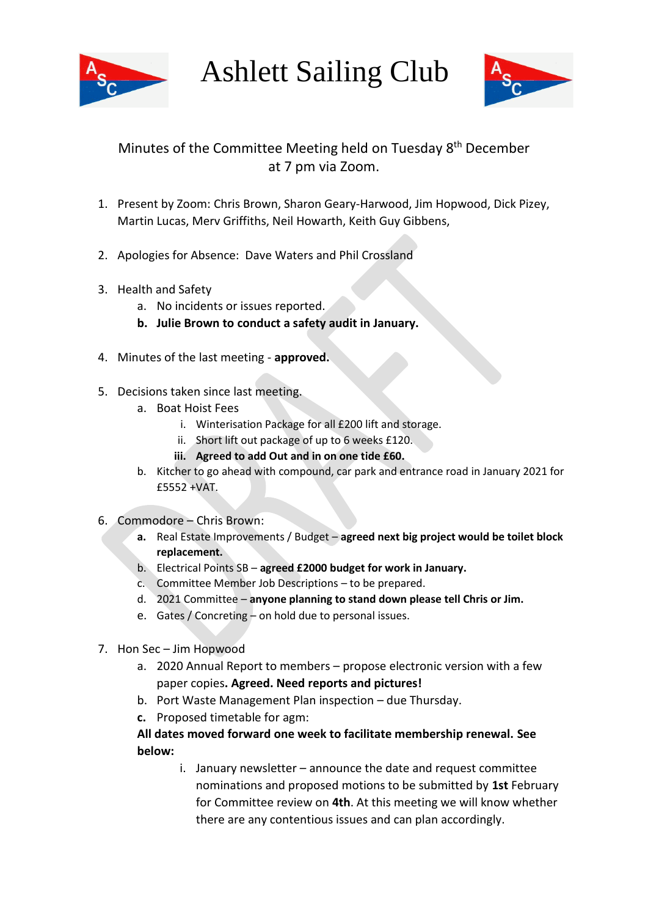# Ashlett Sailing Club

## Minutes of the Committee Meeting held on Tuesday 8th December at 7 pm via Zoom.

1. Present by Zoom: Chris Brown, Sharon Geary-Harwood, Jim Hopwood, Dick Pizey, Martin Lucas, Merv Griffiths, Neil Howarth, Keith Guy Gibbens,

2. Apologies for Absence: Dave Waters and Phil Crossland

3. Health and Safety
   a. No incidents or issues reported.
   **b. Julie Brown to conduct a safety audit in January.**

4. Minutes of the last meeting - **approved.**

5. Decisions taken since last meeting.
   a. Boat Hoist Fees
      i. Winterisation Package for all £200 lift and storage.
      ii. Short lift out package of up to 6 weeks £120.
      **iii. Agreed to add Out and in on one tide £60.**
   b. Kitcher to go ahead with compound, car park and entrance road in January 2021 for £5552 +VAT.

6. Commodore – Chris Brown:
   **a.** Real Estate Improvements / Budget – **agreed next big project would be toilet block replacement.**
   b. Electrical Points SB – **agreed £2000 budget for work in January.**
   c. Committee Member Job Descriptions – to be prepared.
   d. 2021 Committee – **anyone planning to stand down please tell Chris or Jim.**
   e. Gates / Concreting – on hold due to personal issues.

7. Hon Sec – Jim Hopwood
   a. 2020 Annual Report to members – propose electronic version with a few paper copies**. Agreed. Need reports and pictures!**
   b. Port Waste Management Plan inspection – due Thursday.
   **c.** Proposed timetable for agm:

   **All dates moved forward one week to facilitate membership renewal. See below:**

      i. January newsletter – announce the date and request committee nominations and proposed motions to be submitted by **1st** February for Committee review on **4th**. At this meeting we will know whether there are any contentious issues and can plan accordingly.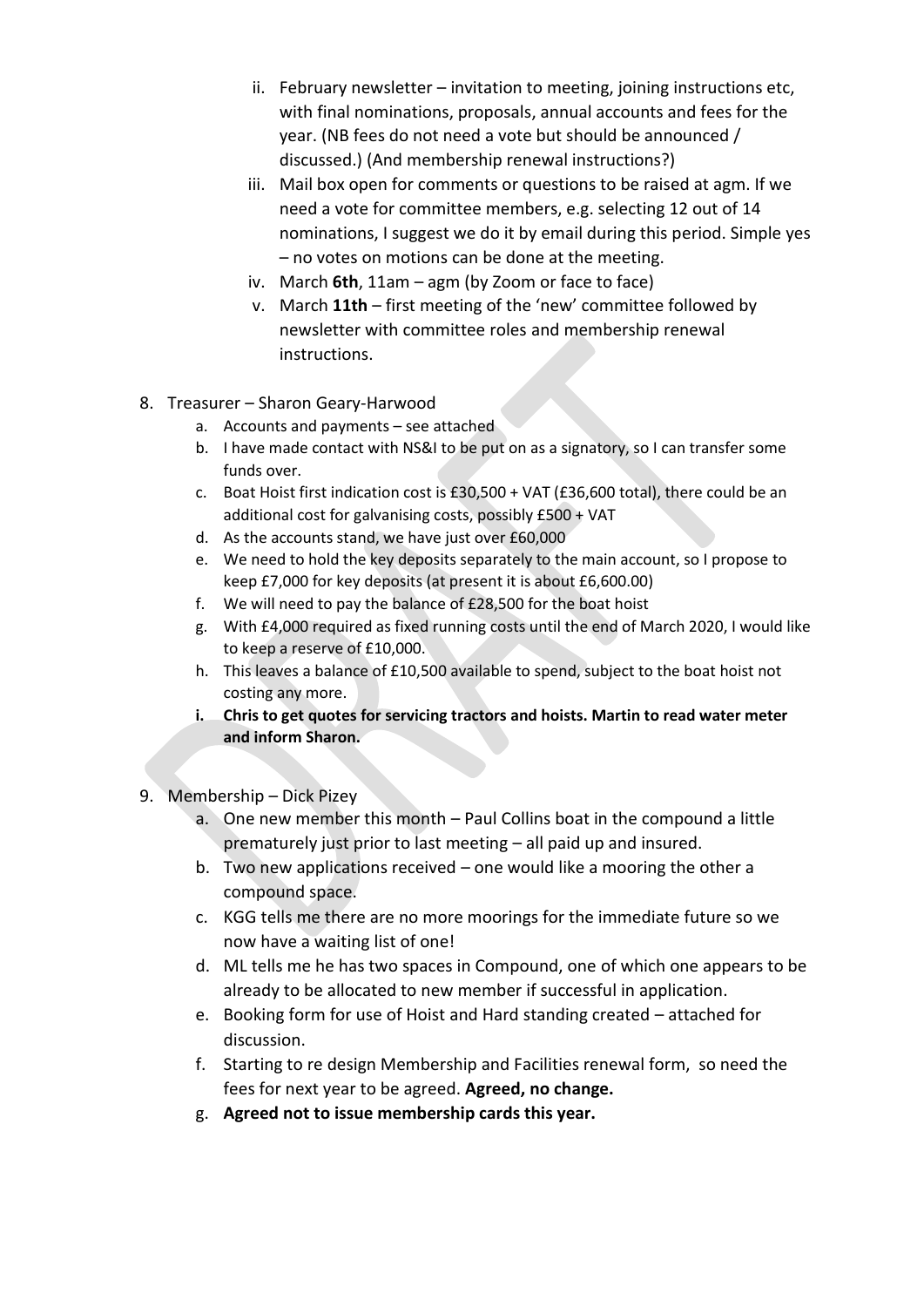ii. February newsletter – invitation to meeting, joining instructions etc, with final nominations, proposals, annual accounts and fees for the year. (NB fees do not need a vote but should be announced / discussed.) (And membership renewal instructions?)
   iii. Mail box open for comments or questions to be raised at agm. If we need a vote for committee members, e.g. selecting 12 out of 14 nominations, I suggest we do it by email during this period. Simple yes – no votes on motions can be done at the meeting.
   iv. March **6th**, 11am – agm (by Zoom or face to face)
   v. March **11th** – first meeting of the 'new' committee followed by newsletter with committee roles and membership renewal instructions.

8. Treasurer – Sharon Geary-Harwood
   a. Accounts and payments – see attached
   b. I have made contact with NS&I to be put on as a signatory, so I can transfer some funds over.
   c. Boat Hoist first indication cost is £30,500 + VAT (£36,600 total), there could be an additional cost for galvanising costs, possibly £500 + VAT
   d. As the accounts stand, we have just over £60,000
   e. We need to hold the key deposits separately to the main account, so I propose to keep £7,000 for key deposits (at present it is about £6,600.00)
   f. We will need to pay the balance of £28,500 for the boat hoist
   g. With £4,000 required as fixed running costs until the end of March 2020, I would like to keep a reserve of £10,000.
   h. This leaves a balance of £10,500 available to spend, subject to the boat hoist not costing any more.
   i. **Chris to get quotes for servicing tractors and hoists. Martin to read water meter and inform Sharon.**

9. Membership – Dick Pizey
   a. One new member this month – Paul Collins boat in the compound a little prematurely just prior to last meeting – all paid up and insured.
   b. Two new applications received – one would like a mooring the other a compound space.
   c. KGG tells me there are no more moorings for the immediate future so we now have a waiting list of one!
   d. ML tells me he has two spaces in Compound, one of which one appears to be already to be allocated to new member if successful in application.
   e. Booking form for use of Hoist and Hard standing created – attached for discussion.
   f. Starting to re design Membership and Facilities renewal form, so need the fees for next year to be agreed. **Agreed, no change.**
   g. **Agreed not to issue membership cards this year.**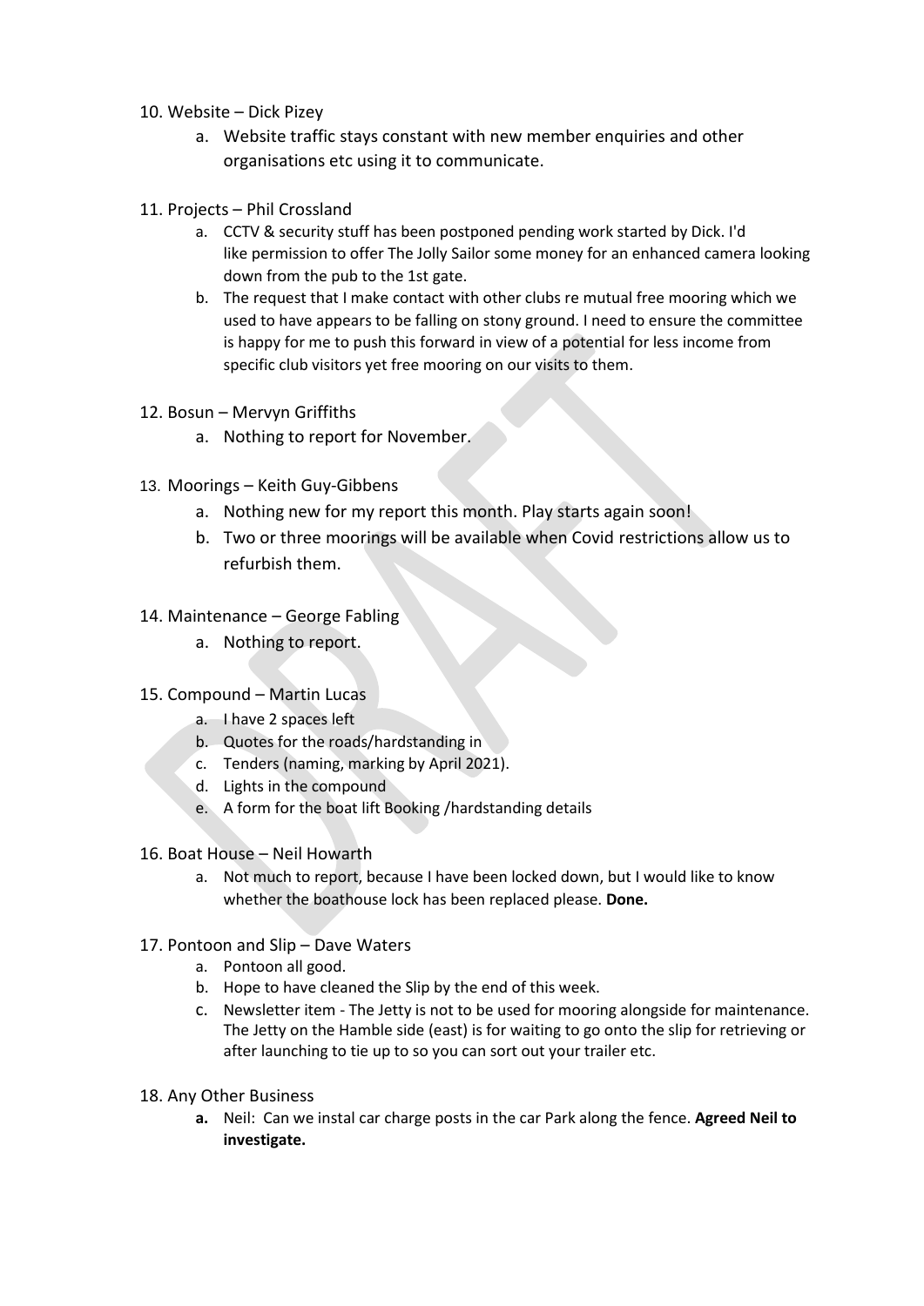10. Website – Dick Pizey
    a. Website traffic stays constant with new member enquiries and other organisations etc using it to communicate.

11. Projects – Phil Crossland
    a. CCTV & security stuff has been postponed pending work started by Dick. I'd like permission to offer The Jolly Sailor some money for an enhanced camera looking down from the pub to the 1st gate.
    b. The request that I make contact with other clubs re mutual free mooring which we used to have appears to be falling on stony ground. I need to ensure the committee is happy for me to push this forward in view of a potential for less income from specific club visitors yet free mooring on our visits to them.

12. Bosun – Mervyn Griffiths
    a. Nothing to report for November.

13. Moorings – Keith Guy-Gibbens
    a. Nothing new for my report this month. Play starts again soon!
    b. Two or three moorings will be available when Covid restrictions allow us to refurbish them.

14. Maintenance – George Fabling
    a. Nothing to report.

15. Compound – Martin Lucas
    a. I have 2 spaces left
    b. Quotes for the roads/hardstanding in
    c. Tenders (naming, marking by April 2021).
    d. Lights in the compound
    e. A form for the boat lift Booking /hardstanding details

16. Boat House – Neil Howarth
    a. Not much to report, because I have been locked down, but I would like to know whether the boathouse lock has been replaced please. **Done.**

17. Pontoon and Slip – Dave Waters
    a. Pontoon all good.
    b. Hope to have cleaned the Slip by the end of this week.
    c. Newsletter item - The Jetty is not to be used for mooring alongside for maintenance. The Jetty on the Hamble side (east) is for waiting to go onto the slip for retrieving or after launching to tie up to so you can sort out your trailer etc.

18. Any Other Business
    **a.** Neil: Can we instal car charge posts in the car Park along the fence. **Agreed Neil to investigate.**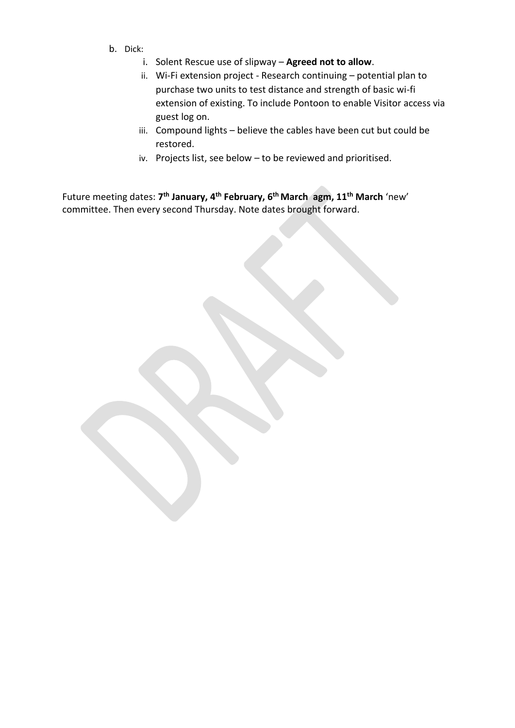b. Dick:

   i. Solent Rescue use of slipway – **Agreed not to allow**.

   ii. Wi-Fi extension project - Research continuing – potential plan to purchase two units to test distance and strength of basic wi-fi extension of existing. To include Pontoon to enable Visitor access via guest log on.

   iii. Compound lights – believe the cables have been cut but could be restored.

   iv. Projects list, see below – to be reviewed and prioritised.

Future meeting dates: **7th January, 4th February, 6th March agm, 11th March** 'new' committee. Then every second Thursday. Note dates brought forward.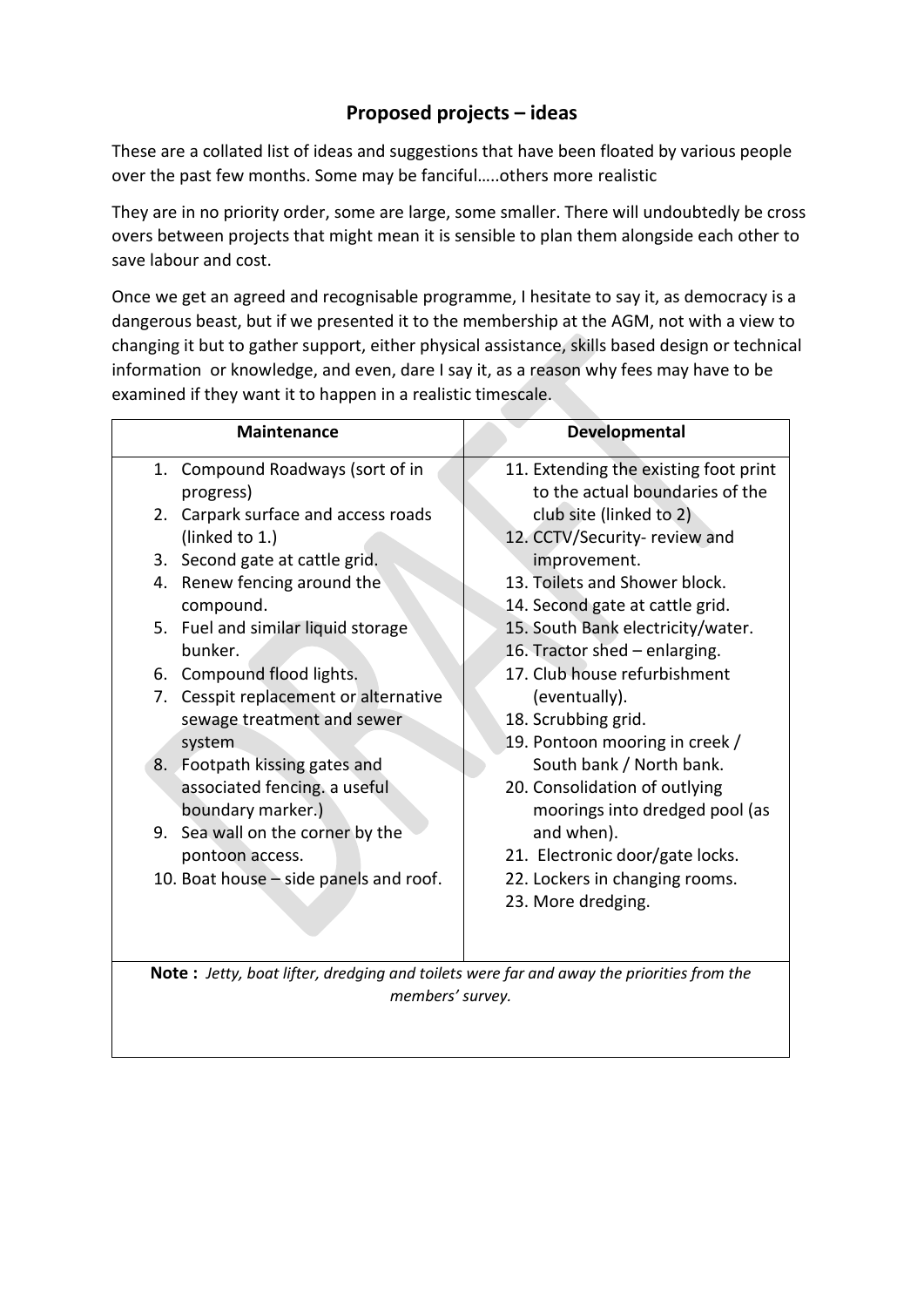## Proposed projects – ideas

These are a collated list of ideas and suggestions that have been floated by various people over the past few months. Some may be fanciful…..others more realistic

They are in no priority order, some are large, some smaller. There will undoubtedly be cross overs between projects that might mean it is sensible to plan them alongside each other to save labour and cost.

Once we get an agreed and recognisable programme, I hesitate to say it, as democracy is a dangerous beast, but if we presented it to the membership at the AGM, not with a view to changing it but to gather support, either physical assistance, skills based design or technical information or knowledge, and even, dare I say it, as a reason why fees may have to be examined if they want it to happen in a realistic timescale.

| Maintenance | Developmental |
|---|---|
| 1. Compound Roadways (sort of in progress)<br>2. Carpark surface and access roads (linked to 1.)<br>3. Second gate at cattle grid.<br>4. Renew fencing around the compound.<br>5. Fuel and similar liquid storage bunker.<br>6. Compound flood lights.<br>7. Cesspit replacement or alternative sewage treatment and sewer system<br>8. Footpath kissing gates and associated fencing. a useful boundary marker.)<br>9. Sea wall on the corner by the pontoon access.<br>10. Boat house – side panels and roof. | 11. Extending the existing foot print to the actual boundaries of the club site (linked to 2)<br>12. CCTV/Security- review and improvement.<br>13. Toilets and Shower block.<br>14. Second gate at cattle grid.<br>15. South Bank electricity/water.<br>16. Tractor shed – enlarging.<br>17. Club house refurbishment (eventually).<br>18. Scrubbing grid.<br>19. Pontoon mooring in creek / South bank / North bank.<br>20. Consolidation of outlying moorings into dredged pool (as and when).<br>21. Electronic door/gate locks.<br>22. Lockers in changing rooms.<br>23. More dredging. |
| **Note :** *Jetty, boat lifter, dredging and toilets were far and away the priorities from the members' survey.* | |

DRAFT